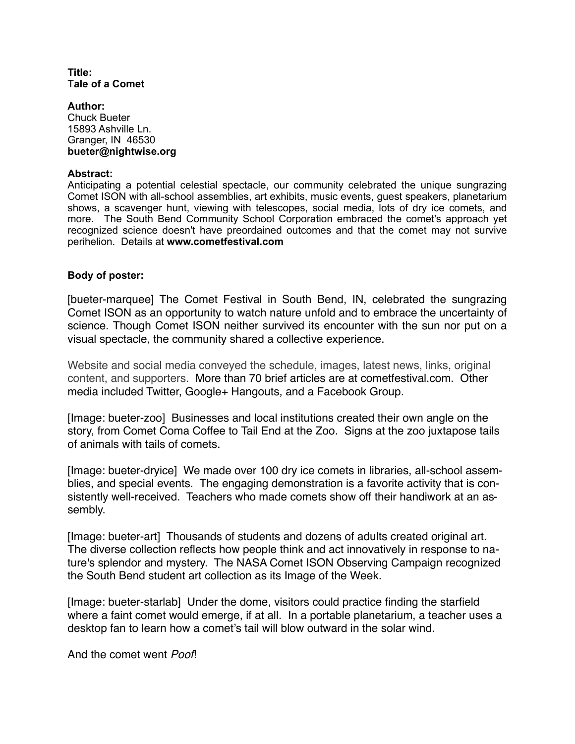**Title:**
**Tale of a Comet**

**Author:**
Chuck Bueter
15893 Ashville Ln.
Granger, IN 46530
**bueter@nightwise.org**

**Abstract:**
Anticipating a potential celestial spectacle, our community celebrated the unique sungrazing Comet ISON with all-school assemblies, art exhibits, music events, guest speakers, planetarium shows, a scavenger hunt, viewing with telescopes, social media, lots of dry ice comets, and more. The South Bend Community School Corporation embraced the comet's approach yet recognized science doesn't have preordained outcomes and that the comet may not survive perihelion. Details at **www.cometfestival.com**

**Body of poster:**

[bueter-marquee] The Comet Festival in South Bend, IN, celebrated the sungrazing Comet ISON as an opportunity to watch nature unfold and to embrace the uncertainty of science. Though Comet ISON neither survived its encounter with the sun nor put on a visual spectacle, the community shared a collective experience.

Website and social media conveyed the schedule, images, latest news, links, original content, and supporters. More than 70 brief articles are at cometfestival.com. Other media included Twitter, Google+ Hangouts, and a Facebook Group.

[Image: bueter-zoo] Businesses and local institutions created their own angle on the story, from Comet Coma Coffee to Tail End at the Zoo. Signs at the zoo juxtapose tails of animals with tails of comets.

[Image: bueter-dryice] We made over 100 dry ice comets in libraries, all-school assemblies, and special events. The engaging demonstration is a favorite activity that is consistently well-received. Teachers who made comets show off their handiwork at an assembly.

[Image: bueter-art] Thousands of students and dozens of adults created original art. The diverse collection reflects how people think and act innovatively in response to nature's splendor and mystery. The NASA Comet ISON Observing Campaign recognized the South Bend student art collection as its Image of the Week.

[Image: bueter-starlab] Under the dome, visitors could practice finding the starfield where a faint comet would emerge, if at all. In a portable planetarium, a teacher uses a desktop fan to learn how a comet's tail will blow outward in the solar wind.

And the comet went *Poof*!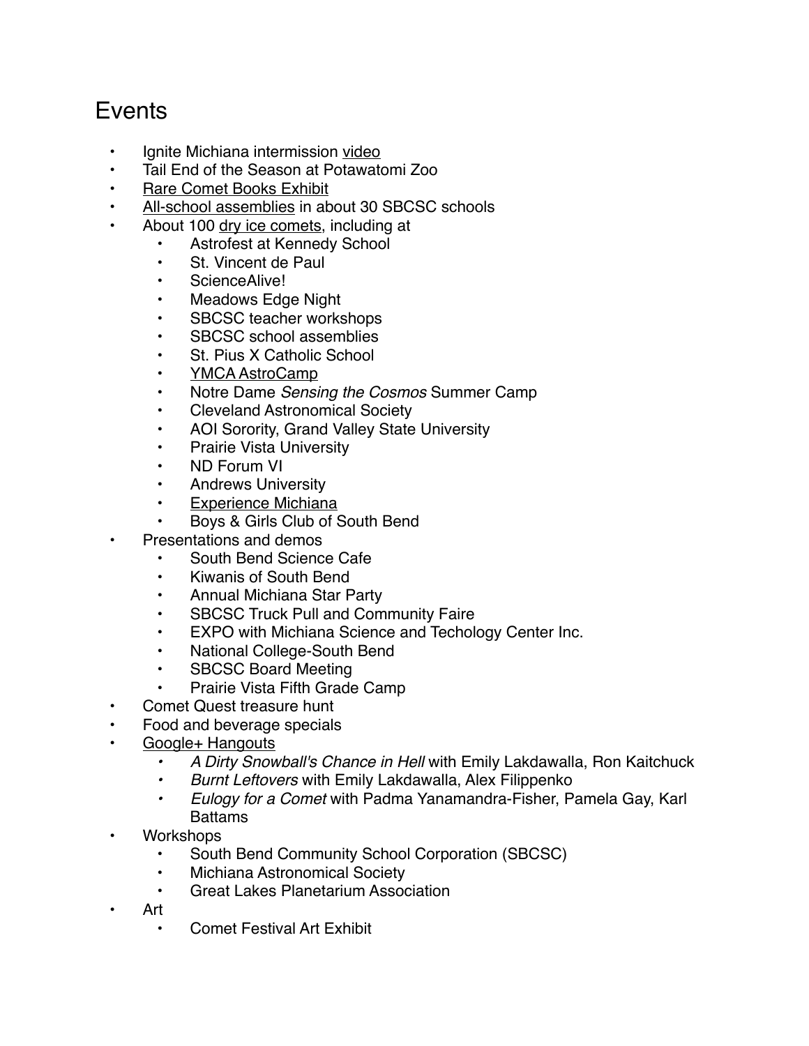# Events

- Ignite Michiana intermission video
- Tail End of the Season at Potawatomi Zoo
- Rare Comet Books Exhibit
- All-school assemblies in about 30 SBCSC schools
- About 100 dry ice comets, including at
    - Astrofest at Kennedy School
    - St. Vincent de Paul
    - ScienceAlive!
    - Meadows Edge Night
    - SBCSC teacher workshops
    - SBCSC school assemblies
    - St. Pius X Catholic School
    - YMCA AstroCamp
    - Notre Dame *Sensing the Cosmos* Summer Camp
    - Cleveland Astronomical Society
    - AOI Sorority, Grand Valley State University
    - Prairie Vista University
    - ND Forum VI
    - Andrews University
    - Experience Michiana
    - Boys & Girls Club of South Bend
- Presentations and demos
    - South Bend Science Cafe
    - Kiwanis of South Bend
    - Annual Michiana Star Party
    - SBCSC Truck Pull and Community Faire
    - EXPO with Michiana Science and Techology Center Inc.
    - National College-South Bend
    - SBCSC Board Meeting
    - Prairie Vista Fifth Grade Camp
- Comet Quest treasure hunt
- Food and beverage specials
- Google+ Hangouts
    - *A Dirty Snowball's Chance in Hell* with Emily Lakdawalla, Ron Kaitchuck
    - *Burnt Leftovers* with Emily Lakdawalla, Alex Filippenko
    - *Eulogy for a Comet* with Padma Yanamandra-Fisher, Pamela Gay, Karl Battams
- Workshops
    - South Bend Community School Corporation (SBCSC)
    - Michiana Astronomical Society
    - Great Lakes Planetarium Association
- Art
    - Comet Festival Art Exhibit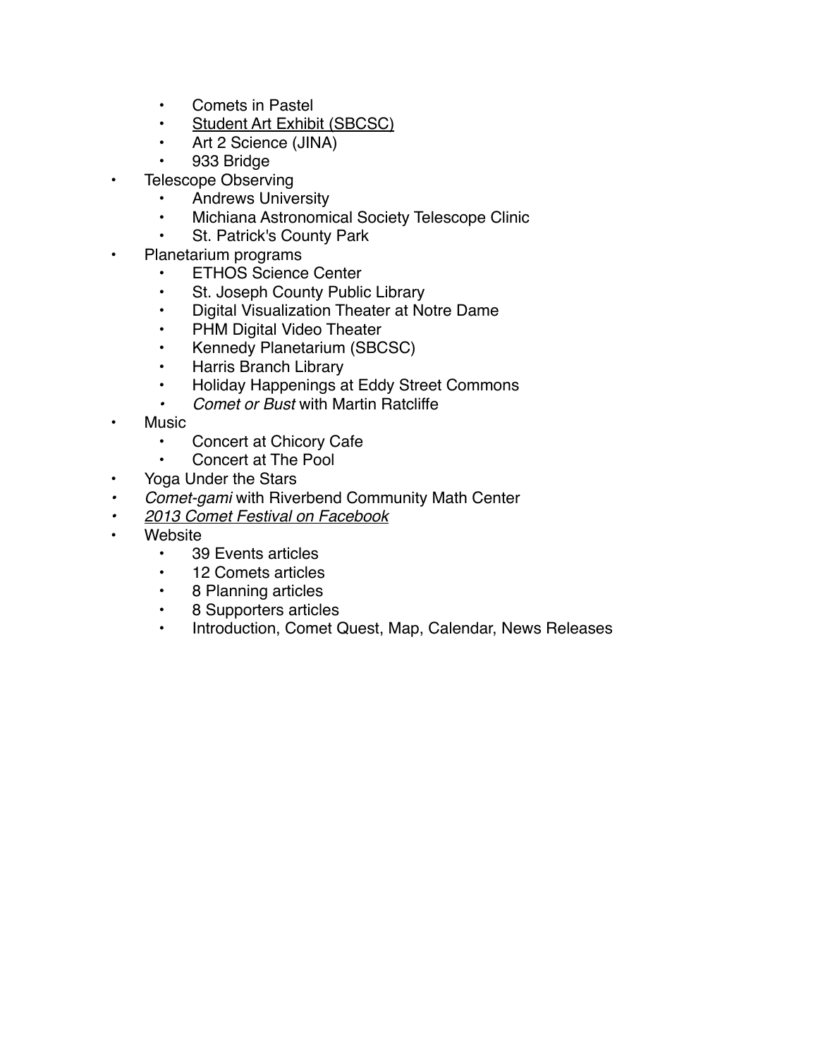- Comets in Pastel
    - Student Art Exhibit (SBCSC)
    - Art 2 Science (JINA)
    - 933 Bridge
- Telescope Observing
    - Andrews University
    - Michiana Astronomical Society Telescope Clinic
    - St. Patrick's County Park
- Planetarium programs
    - ETHOS Science Center
    - St. Joseph County Public Library
    - Digital Visualization Theater at Notre Dame
    - PHM Digital Video Theater
    - Kennedy Planetarium (SBCSC)
    - Harris Branch Library
    - Holiday Happenings at Eddy Street Commons
    - *Comet or Bust* with Martin Ratcliffe
- Music
    - Concert at Chicory Cafe
    - Concert at The Pool
- Yoga Under the Stars
- *Comet-gami* with Riverbend Community Math Center
- *2013 Comet Festival on Facebook*
- Website
    - 39 Events articles
    - 12 Comets articles
    - 8 Planning articles
    - 8 Supporters articles
    - Introduction, Comet Quest, Map, Calendar, News Releases